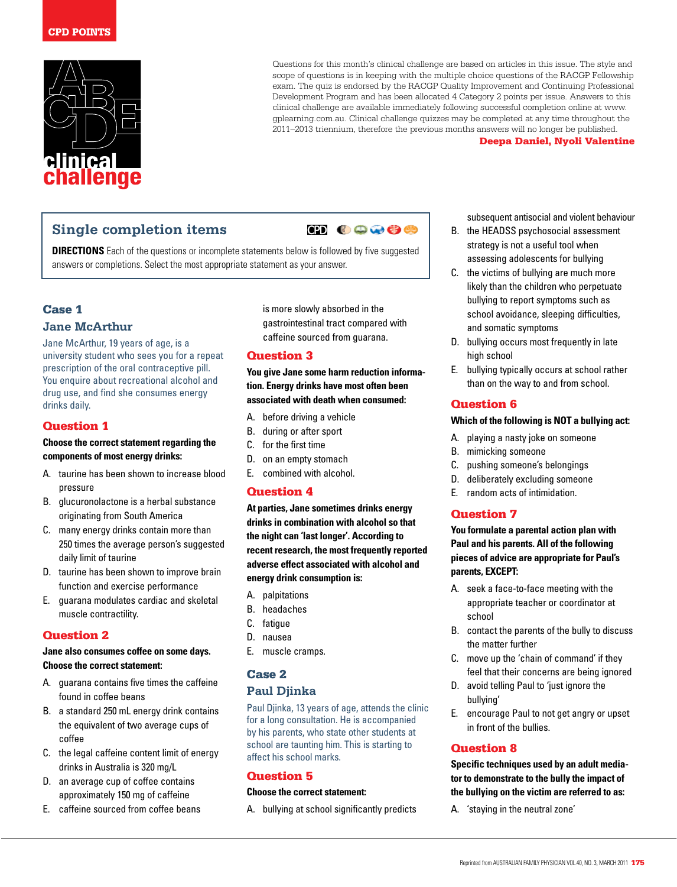CPD POINTS

# clinical challenge

Questions for this month's clinical challenge are based on articles in this issue. The style and scope of questions is in keeping with the multiple choice questions of the RACGP Fellowship exam. The quiz is endorsed by the RACGP Quality Improvement and Continuing Professional Development Program and has been allocated 4 Category 2 points per issue. Answers to this clinical challenge are available immediately following successful completion online at www.gplearning.com.au. Clinical challenge quizzes may be completed at any time throughout the 2011–2013 triennium, therefore the previous months answers will no longer be published.

**Deepa Daniel, Nyoli Valentine**

## Single completion items

**DIRECTIONS** Each of the questions or incomplete statements below is followed by five suggested answers or completions. Select the most appropriate statement as your answer.

### Case 1

### Jane McArthur

Jane McArthur, 19 years of age, is a university student who sees you for a repeat prescription of the oral contraceptive pill. You enquire about recreational alcohol and drug use, and find she consumes energy drinks daily.

#### Question 1

**Choose the correct statement regarding the components of most energy drinks:**

A. taurine has been shown to increase blood pressure
B. glucuronolactone is a herbal substance originating from South America
C. many energy drinks contain more than 250 times the average person's suggested daily limit of taurine
D. taurine has been shown to improve brain function and exercise performance
E. guarana modulates cardiac and skeletal muscle contractility.

#### Question 2

**Jane also consumes coffee on some days. Choose the correct statement:**

A. guarana contains five times the caffeine found in coffee beans
B. a standard 250 mL energy drink contains the equivalent of two average cups of coffee
C. the legal caffeine content limit of energy drinks in Australia is 320 mg/L
D. an average cup of coffee contains approximately 150 mg of caffeine
E. caffeine sourced from coffee beans is more slowly absorbed in the gastrointestinal tract compared with caffeine sourced from guarana.

#### Question 3

**You give Jane some harm reduction information. Energy drinks have most often been associated with death when consumed:**

A. before driving a vehicle
B. during or after sport
C. for the first time
D. on an empty stomach
E. combined with alcohol.

#### Question 4

**At parties, Jane sometimes drinks energy drinks in combination with alcohol so that the night can 'last longer'. According to recent research, the most frequently reported adverse effect associated with alcohol and energy drink consumption is:**

A. palpitations
B. headaches
C. fatigue
D. nausea
E. muscle cramps.

### Case 2

### Paul Djinka

Paul Djinka, 13 years of age, attends the clinic for a long consultation. He is accompanied by his parents, who state other students at school are taunting him. This is starting to affect his school marks.

#### Question 5

**Choose the correct statement:**

A. bullying at school significantly predicts subsequent antisocial and violent behaviour
B. the HEADSS psychosocial assessment strategy is not a useful tool when assessing adolescents for bullying
C. the victims of bullying are much more likely than the children who perpetuate bullying to report symptoms such as school avoidance, sleeping difficulties, and somatic symptoms
D. bullying occurs most frequently in late high school
E. bullying typically occurs at school rather than on the way to and from school.

#### Question 6

**Which of the following is NOT a bullying act:**

A. playing a nasty joke on someone
B. mimicking someone
C. pushing someone's belongings
D. deliberately excluding someone
E. random acts of intimidation.

#### Question 7

**You formulate a parental action plan with Paul and his parents. All of the following pieces of advice are appropriate for Paul's parents, EXCEPT:**

A. seek a face-to-face meeting with the appropriate teacher or coordinator at school
B. contact the parents of the bully to discuss the matter further
C. move up the 'chain of command' if they feel that their concerns are being ignored
D. avoid telling Paul to 'just ignore the bullying'
E. encourage Paul to not get angry or upset in front of the bullies.

#### Question 8

**Specific techniques used by an adult mediator to demonstrate to the bully the impact of the bullying on the victim are referred to as:**

A. 'staying in the neutral zone'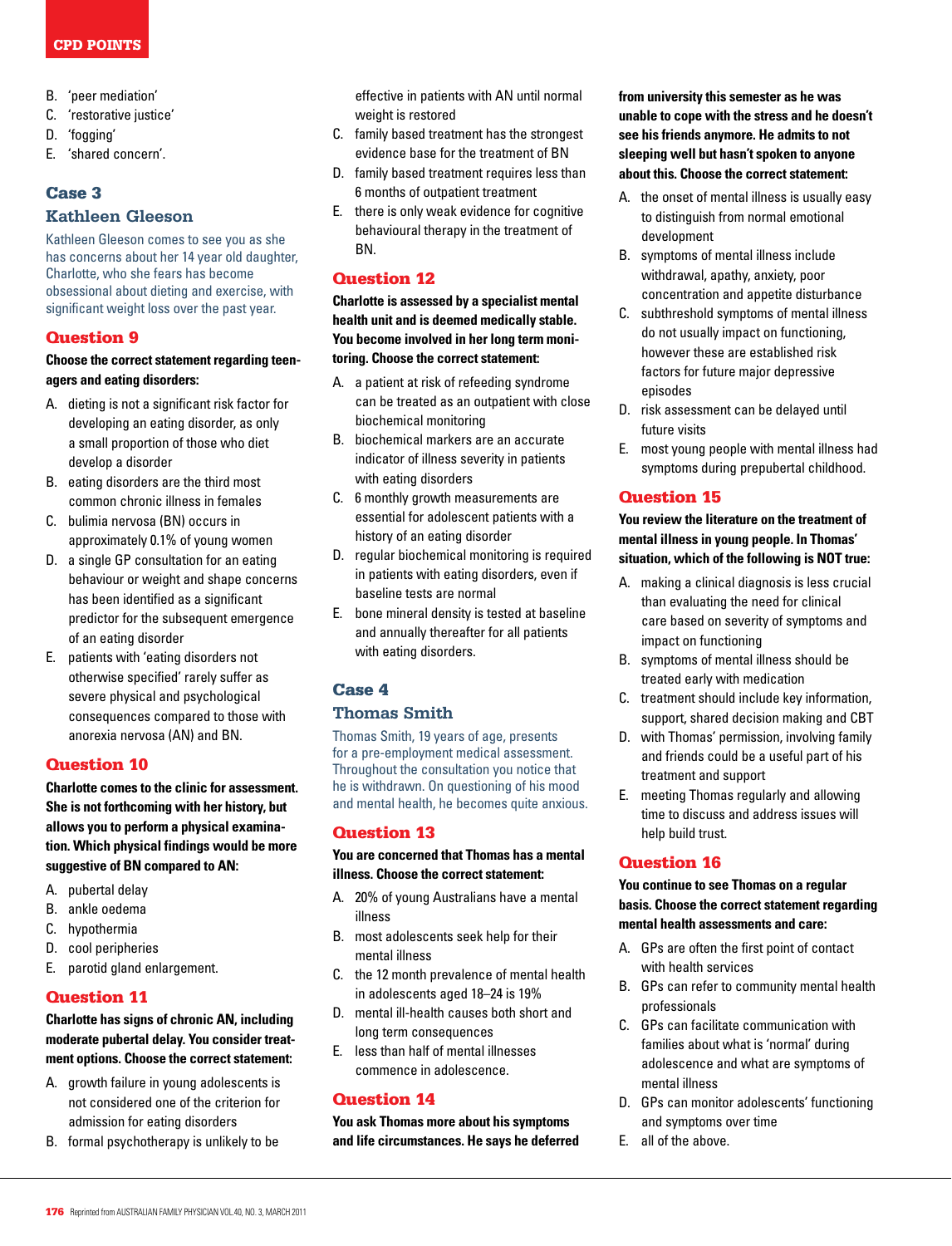B. 'peer mediation'
C. 'restorative justice'
D. 'fogging'
E. 'shared concern'.

## Case 3

### Kathleen Gleeson

Kathleen Gleeson comes to see you as she has concerns about her 14 year old daughter, Charlotte, who she fears has become obsessional about dieting and exercise, with significant weight loss over the past year.

### Question 9

**Choose the correct statement regarding teenagers and eating disorders:**

A. dieting is not a significant risk factor for developing an eating disorder, as only a small proportion of those who diet develop a disorder
B. eating disorders are the third most common chronic illness in females
C. bulimia nervosa (BN) occurs in approximately 0.1% of young women
D. a single GP consultation for an eating behaviour or weight and shape concerns has been identified as a significant predictor for the subsequent emergence of an eating disorder
E. patients with 'eating disorders not otherwise specified' rarely suffer as severe physical and psychological consequences compared to those with anorexia nervosa (AN) and BN.

### Question 10

**Charlotte comes to the clinic for assessment. She is not forthcoming with her history, but allows you to perform a physical examination. Which physical findings would be more suggestive of BN compared to AN:**

A. pubertal delay
B. ankle oedema
C. hypothermia
D. cool peripheries
E. parotid gland enlargement.

### Question 11

**Charlotte has signs of chronic AN, including moderate pubertal delay. You consider treatment options. Choose the correct statement:**

A. growth failure in young adolescents is not considered one of the criterion for admission for eating disorders
B. formal psychotherapy is unlikely to be effective in patients with AN until normal weight is restored
C. family based treatment has the strongest evidence base for the treatment of BN
D. family based treatment requires less than 6 months of outpatient treatment
E. there is only weak evidence for cognitive behavioural therapy in the treatment of BN.

### Question 12

**Charlotte is assessed by a specialist mental health unit and is deemed medically stable. You become involved in her long term monitoring. Choose the correct statement:**

A. a patient at risk of refeeding syndrome can be treated as an outpatient with close biochemical monitoring
B. biochemical markers are an accurate indicator of illness severity in patients with eating disorders
C. 6 monthly growth measurements are essential for adolescent patients with a history of an eating disorder
D. regular biochemical monitoring is required in patients with eating disorders, even if baseline tests are normal
E. bone mineral density is tested at baseline and annually thereafter for all patients with eating disorders.

## Case 4

### Thomas Smith

Thomas Smith, 19 years of age, presents for a pre-employment medical assessment. Throughout the consultation you notice that he is withdrawn. On questioning of his mood and mental health, he becomes quite anxious.

### Question 13

**You are concerned that Thomas has a mental illness. Choose the correct statement:**

A. 20% of young Australians have a mental illness
B. most adolescents seek help for their mental illness
C. the 12 month prevalence of mental health in adolescents aged 18–24 is 19%
D. mental ill-health causes both short and long term consequences
E. less than half of mental illnesses commence in adolescence.

### Question 14

**You ask Thomas more about his symptoms and life circumstances. He says he deferred from university this semester as he was unable to cope with the stress and he doesn't see his friends anymore. He admits to not sleeping well but hasn't spoken to anyone about this. Choose the correct statement:**

A. the onset of mental illness is usually easy to distinguish from normal emotional development
B. symptoms of mental illness include withdrawal, apathy, anxiety, poor concentration and appetite disturbance
C. subthreshold symptoms of mental illness do not usually impact on functioning, however these are established risk factors for future major depressive episodes
D. risk assessment can be delayed until future visits
E. most young people with mental illness had symptoms during prepubertal childhood.

### Question 15

**You review the literature on the treatment of mental illness in young people. In Thomas' situation, which of the following is NOT true:**

A. making a clinical diagnosis is less crucial than evaluating the need for clinical care based on severity of symptoms and impact on functioning
B. symptoms of mental illness should be treated early with medication
C. treatment should include key information, support, shared decision making and CBT
D. with Thomas' permission, involving family and friends could be a useful part of his treatment and support
E. meeting Thomas regularly and allowing time to discuss and address issues will help build trust.

### Question 16

**You continue to see Thomas on a regular basis. Choose the correct statement regarding mental health assessments and care:**

A. GPs are often the first point of contact with health services
B. GPs can refer to community mental health professionals
C. GPs can facilitate communication with families about what is 'normal' during adolescence and what are symptoms of mental illness
D. GPs can monitor adolescents' functioning and symptoms over time
E. all of the above.